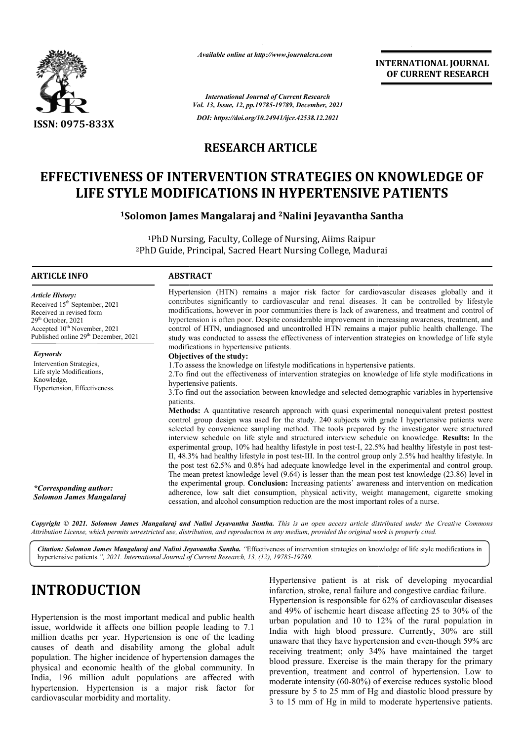*Available online at http://www.journalcra.com*

**INTERNATIONAL JOURNAL OF CURRENT RESEARCH**

*International Journal of Current Research*
*Vol. 13, Issue, 12, pp.19785-19789, December, 2021*

*DOI: https://doi.org/10.24941/ijcr.42538.12.2021*

ISSN: 0975-833X

## RESEARCH ARTICLE

# EFFECTIVENESS OF INTERVENTION STRATEGIES ON KNOWLEDGE OF LIFE STYLE MODIFICATIONS IN HYPERTENSIVE PATIENTS

**[1]Solomon James Mangalaraj and [2]Nalini Jeyavantha Santha**

[1]PhD Nursing, Faculty, College of Nursing, Aiims Raipur
[2]PhD Guide, Principal, Sacred Heart Nursing College, Madurai

### ARTICLE INFO

*Article History:*
Received 15th September, 2021
Received in revised form
29th October, 2021
Accepted 10th November, 2021
Published online 29th December, 2021

*Keywords*
Intervention Strategies, Life style Modifications, Knowledge, Hypertension, Effectiveness.

**\*Corresponding author:**
***Solomon James Mangalaraj***

### ABSTRACT

Hypertension (HTN) remains a major risk factor for cardiovascular diseases globally and it contributes significantly to cardiovascular and renal diseases. It can be controlled by lifestyle modifications, however in poor communities there is lack of awareness, and treatment and control of hypertension is often poor. Despite considerable improvement in increasing awareness, treatment, and control of HTN, undiagnosed and uncontrolled HTN remains a major public health challenge. The study was conducted to assess the effectiveness of intervention strategies on knowledge of life style modifications in hypertensive patients.

**Objectives of the study:**

1. To assess the knowledge on lifestyle modifications in hypertensive patients.
2. To find out the effectiveness of intervention strategies on knowledge of life style modifications in hypertensive patients.
3. To find out the association between knowledge and selected demographic variables in hypertensive patients.

**Methods:** A quantitative research approach with quasi experimental nonequivalent pretest posttest control group design was used for the study. 240 subjects with grade I hypertensive patients were selected by convenience sampling method. The tools prepared by the investigator were structured interview schedule on life style and structured interview schedule on knowledge. **Results:** In the experimental group, 10% had healthy lifestyle in post test-I, 22.5% had healthy lifestyle in post test-II, 48.3% had healthy lifestyle in post test-III. In the control group only 2.5% had healthy lifestyle. In the post test 62.5% and 0.8% had adequate knowledge level in the experimental and control group. The mean pretest knowledge level (9.64) is lesser than the mean post test knowledge (23.86) level in the experimental group. **Conclusion:** Increasing patients' awareness and intervention on medication adherence, low salt diet consumption, physical activity, weight management, cigarette smoking cessation, and alcohol consumption reduction are the most important roles of a nurse.

*Copyright © 2021. Solomon James Mangalaraj and Nalini Jeyavantha Santha. This is an open access article distributed under the Creative Commons Attribution License, which permits unrestricted use, distribution, and reproduction in any medium, provided the original work is properly cited.*

***Citation:*** ***Solomon James Mangalaraj and Nalini Jeyavantha Santha.*** *"Effectiveness of intervention strategies on knowledge of life style modifications in hypertensive patients.", 2021. International Journal of Current Research, 13, (12), 19785-19789.*

# INTRODUCTION

Hypertension is the most important medical and public health issue, worldwide it affects one billion people leading to 7.1 million deaths per year. Hypertension is one of the leading causes of death and disability among the global adult population. The higher incidence of hypertension damages the physical and economic health of the global community. In India, 196 million adult populations are affected with hypertension. Hypertension is a major risk factor for cardiovascular morbidity and mortality.

Hypertensive patient is at risk of developing myocardial infarction, stroke, renal failure and congestive cardiac failure. Hypertension is responsible for 62% of cardiovascular diseases and 49% of ischemic heart disease affecting 25 to 30% of the urban population and 10 to 12% of the rural population in India with high blood pressure. Currently, 30% are still unaware that they have hypertension and even-though 59% are receiving treatment; only 34% have maintained the target blood pressure. Exercise is the main therapy for the primary prevention, treatment and control of hypertension. Low to moderate intensity (60-80%) of exercise reduces systolic blood pressure by 5 to 25 mm of Hg and diastolic blood pressure by 3 to 15 mm of Hg in mild to moderate hypertensive patients.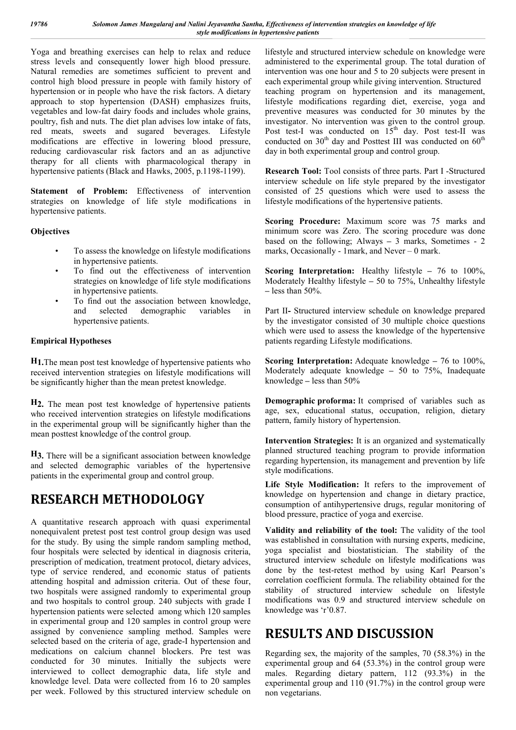Yoga and breathing exercises can help to relax and reduce stress levels and consequently lower high blood pressure. Natural remedies are sometimes sufficient to prevent and control high blood pressure in people with family history of hypertension or in people who have the risk factors. A dietary approach to stop hypertension (DASH) emphasizes fruits, vegetables and low-fat dairy foods and includes whole grains, poultry, fish and nuts. The diet plan advises low intake of fats, red meats, sweets and sugared beverages. Lifestyle modifications are effective in lowering blood pressure, reducing cardiovascular risk factors and an as adjunctive therapy for all clients with pharmacological therapy in hypertensive patients (Black and Hawks, 2005, p.1198-1199).

**Statement of Problem:** Effectiveness of intervention strategies on knowledge of life style modifications in hypertensive patients.

**Objectives**

- To assess the knowledge on lifestyle modifications in hypertensive patients.
- To find out the effectiveness of intervention strategies on knowledge of life style modifications in hypertensive patients.
- To find out the association between knowledge, and selected demographic variables in hypertensive patients.

**Empirical Hypotheses**

**H1.** The mean post test knowledge of hypertensive patients who received intervention strategies on lifestyle modifications will be significantly higher than the mean pretest knowledge.

**H2.** The mean post test knowledge of hypertensive patients who received intervention strategies on lifestyle modifications in the experimental group will be significantly higher than the mean posttest knowledge of the control group.

**H3.** There will be a significant association between knowledge and selected demographic variables of the hypertensive patients in the experimental group and control group.

# RESEARCH METHODOLOGY

A quantitative research approach with quasi experimental nonequivalent pretest post test control group design was used for the study. By using the simple random sampling method, four hospitals were selected by identical in diagnosis criteria, prescription of medication, treatment protocol, dietary advices, type of service rendered, and economic status of patients attending hospital and admission criteria. Out of these four, two hospitals were assigned randomly to experimental group and two hospitals to control group. 240 subjects with grade I hypertension patients were selected among which 120 samples in experimental group and 120 samples in control group were assigned by convenience sampling method. Samples were selected based on the criteria of age, grade-I hypertension and medications on calcium channel blockers. Pre test was conducted for 30 minutes. Initially the subjects were interviewed to collect demographic data, life style and knowledge level. Data were collected from 16 to 20 samples per week. Followed by this structured interview schedule on lifestyle and structured interview schedule on knowledge were administered to the experimental group. The total duration of intervention was one hour and 5 to 20 subjects were present in each experimental group while giving intervention. Structured teaching program on hypertension and its management, lifestyle modifications regarding diet, exercise, yoga and preventive measures was conducted for 30 minutes by the investigator. No intervention was given to the control group. Post test-I was conducted on 15th day. Post test-II was conducted on 30th day and Posttest III was conducted on 60th day in both experimental group and control group.

**Research Tool:** Tool consists of three parts. Part I -Structured interview schedule on life style prepared by the investigator consisted of 25 questions which were used to assess the lifestyle modifications of the hypertensive patients.

**Scoring Procedure:** Maximum score was 75 marks and minimum score was Zero. The scoring procedure was done based on the following; Always – 3 marks, Sometimes - 2 marks, Occasionally - 1mark, and Never – 0 mark.

**Scoring Interpretation:** Healthy lifestyle – 76 to 100%, Moderately Healthy lifestyle – 50 to 75%, Unhealthy lifestyle – less than 50%.

Part II- Structured interview schedule on knowledge prepared by the investigator consisted of 30 multiple choice questions which were used to assess the knowledge of the hypertensive patients regarding Lifestyle modifications.

**Scoring Interpretation:** Adequate knowledge – 76 to 100%, Moderately adequate knowledge – 50 to 75%, Inadequate knowledge – less than 50%

**Demographic proforma:** It comprised of variables such as age, sex, educational status, occupation, religion, dietary pattern, family history of hypertension.

**Intervention Strategies:** It is an organized and systematically planned structured teaching program to provide information regarding hypertension, its management and prevention by life style modifications.

**Life Style Modification:** It refers to the improvement of knowledge on hypertension and change in dietary practice, consumption of antihypertensive drugs, regular monitoring of blood pressure, practice of yoga and exercise.

**Validity and reliability of the tool:** The validity of the tool was established in consultation with nursing experts, medicine, yoga specialist and biostatistician. The stability of the structured interview schedule on lifestyle modifications was done by the test-retest method by using Karl Pearson's correlation coefficient formula. The reliability obtained for the stability of structured interview schedule on lifestyle modifications was 0.9 and structured interview schedule on knowledge was 'r'0.87.

# RESULTS AND DISCUSSION

Regarding sex, the majority of the samples, 70 (58.3%) in the experimental group and 64 (53.3%) in the control group were males. Regarding dietary pattern, 112 (93.3%) in the experimental group and 110 (91.7%) in the control group were non vegetarians.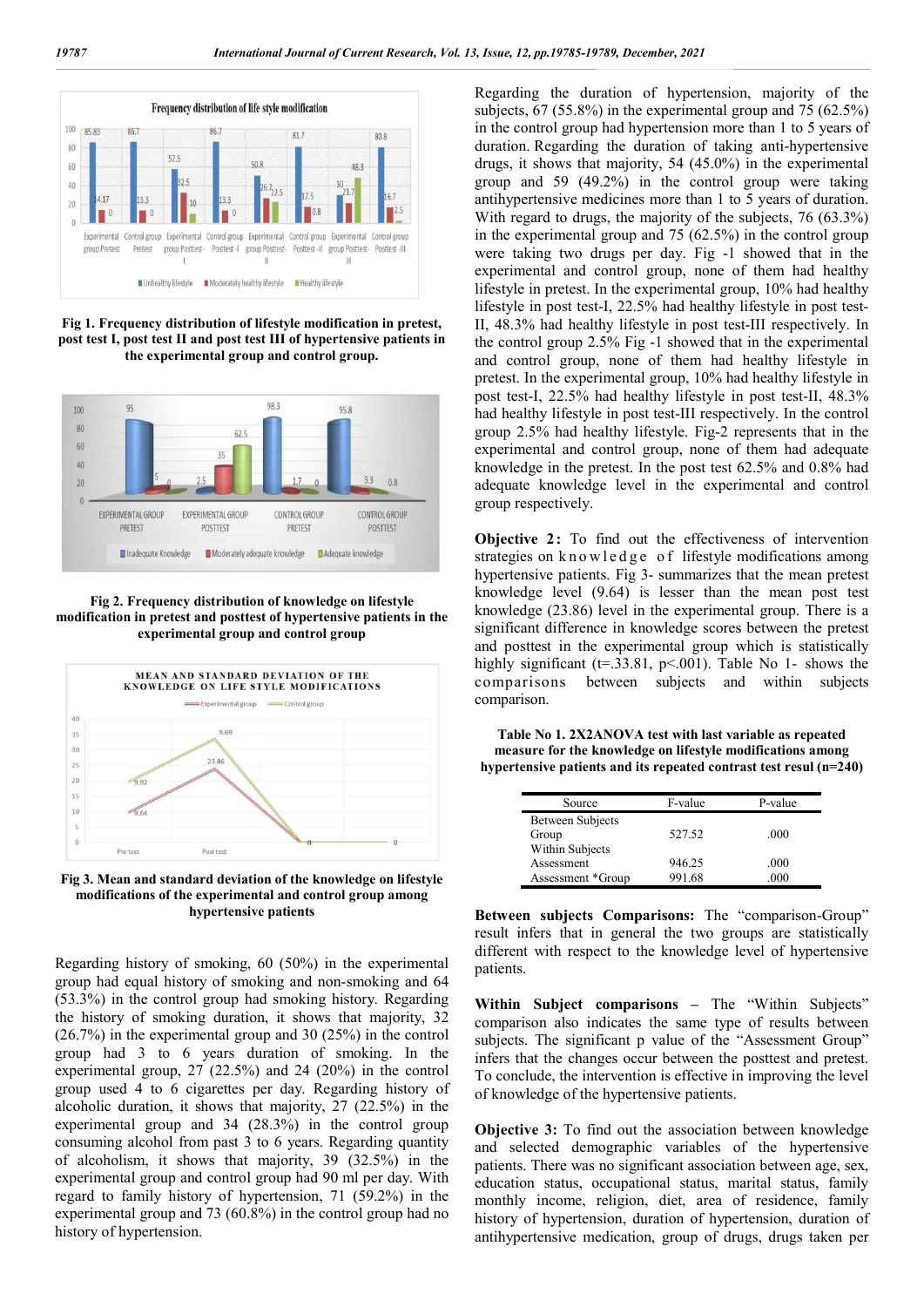Fig 1. Frequency distribution of lifestyle modification in pretest, post test I, post test II and post test III of hypertensive patients in the experimental group and control group.

Fig 2. Frequency distribution of knowledge on lifestyle modification in pretest and posttest of hypertensive patients in the experimental group and control group

Fig 3. Mean and standard deviation of the knowledge on lifestyle modifications of the experimental and control group among hypertensive patients

Regarding history of smoking, 60 (50%) in the experimental group had equal history of smoking and non-smoking and 64 (53.3%) in the control group had smoking history. Regarding the history of smoking duration, it shows that majority, 32 (26.7%) in the experimental group and 30 (25%) in the control group had 3 to 6 years duration of smoking. In the experimental group, 27 (22.5%) and 24 (20%) in the control group used 4 to 6 cigarettes per day. Regarding history of alcoholic duration, it shows that majority, 27 (22.5%) in the experimental group and 34 (28.3%) in the control group consuming alcohol from past 3 to 6 years. Regarding quantity of alcoholism, it shows that majority, 39 (32.5%) in the experimental group and control group had 90 ml per day. With regard to family history of hypertension, 71 (59.2%) in the experimental group and 73 (60.8%) in the control group had no history of hypertension.

Regarding the duration of hypertension, majority of the subjects, 67 (55.8%) in the experimental group and 75 (62.5%) in the control group had hypertension more than 1 to 5 years of duration. Regarding the duration of taking anti-hypertensive drugs, it shows that majority, 54 (45.0%) in the experimental group and 59 (49.2%) in the control group were taking antihypertensive medicines more than 1 to 5 years of duration. With regard to drugs, the majority of the subjects, 76 (63.3%) in the experimental group and 75 (62.5%) in the control group were taking two drugs per day. Fig -1 showed that in the experimental and control group, none of them had healthy lifestyle in pretest. In the experimental group, 10% had healthy lifestyle in post test-I, 22.5% had healthy lifestyle in post test-II, 48.3% had healthy lifestyle in post test-III respectively. In the control group 2.5% Fig -1 showed that in the experimental and control group, none of them had healthy lifestyle in pretest. In the experimental group, 10% had healthy lifestyle in post test-I, 22.5% had healthy lifestyle in post test-II, 48.3% had healthy lifestyle in post test-III respectively. In the control group 2.5% had healthy lifestyle. Fig-2 represents that in the experimental and control group, none of them had adequate knowledge in the pretest. In the post test 62.5% and 0.8% had adequate knowledge level in the experimental and control group respectively.

**Objective 2:** To find out the effectiveness of intervention strategies on knowledge of lifestyle modifications among hypertensive patients. Fig 3- summarizes that the mean pretest knowledge level (9.64) is lesser than the mean post test knowledge (23.86) level in the experimental group. There is a significant difference in knowledge scores between the pretest and posttest in the experimental group which is statistically highly significant (t=.33.81, p<.001). Table No 1- shows the comparisons between subjects and within subjects comparison.

**Table No 1. 2X2ANOVA test with last variable as repeated measure for the knowledge on lifestyle modifications among hypertensive patients and its repeated contrast test resul (n=240)**

| Source | F-value | P-value |
|---|---|---|
| Between Subjects | | |
| Group | 527.52 | .000 |
| Within Subjects | | |
| Assessment | 946.25 | .000 |
| Assessment *Group | 991.68 | .000 |

**Between subjects Comparisons:** The "comparison-Group" result infers that in general the two groups are statistically different with respect to the knowledge level of hypertensive patients.

**Within Subject comparisons** – The "Within Subjects" comparison also indicates the same type of results between subjects. The significant p value of the "Assessment Group" infers that the changes occur between the posttest and pretest. To conclude, the intervention is effective in improving the level of knowledge of the hypertensive patients.

**Objective 3:** To find out the association between knowledge and selected demographic variables of the hypertensive patients. There was no significant association between age, sex, education status, occupational status, marital status, family monthly income, religion, diet, area of residence, family history of hypertension, duration of hypertension, duration of antihypertensive medication, group of drugs, drugs taken per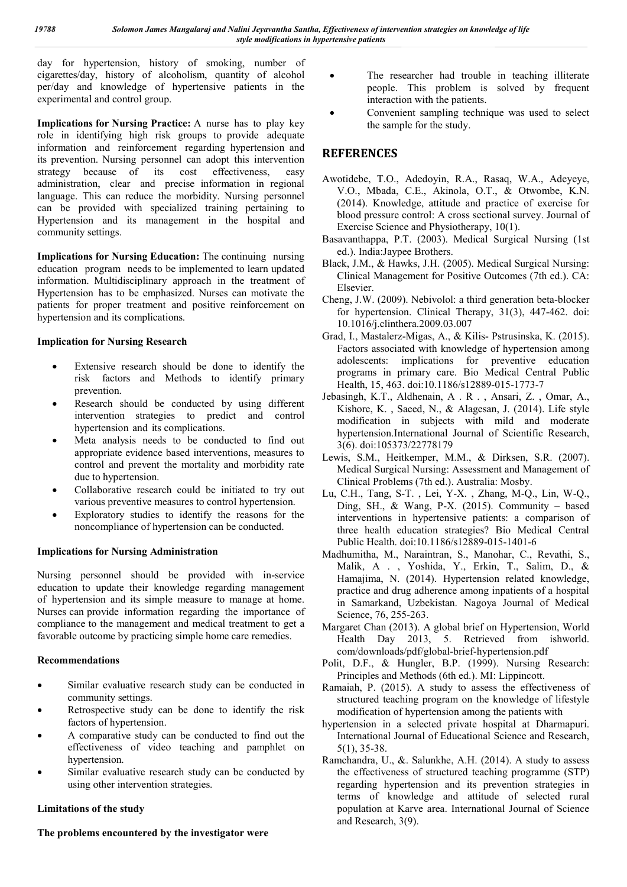day for hypertension, history of smoking, number of cigarettes/day, history of alcoholism, quantity of alcohol per/day and knowledge of hypertensive patients in the experimental and control group.

**Implications for Nursing Practice:** A nurse has to play key role in identifying high risk groups to provide adequate information and reinforcement regarding hypertension and its prevention. Nursing personnel can adopt this intervention strategy because of its cost effectiveness, easy administration, clear and precise information in regional language. This can reduce the morbidity. Nursing personnel can be provided with specialized training pertaining to Hypertension and its management in the hospital and community settings.

**Implications for Nursing Education:** The continuing nursing education program needs to be implemented to learn updated information. Multidisciplinary approach in the treatment of Hypertension has to be emphasized. Nurses can motivate the patients for proper treatment and positive reinforcement on hypertension and its complications.

**Implication for Nursing Research**

- Extensive research should be done to identify the risk factors and Methods to identify primary prevention.
- Research should be conducted by using different intervention strategies to predict and control hypertension and its complications.
- Meta analysis needs to be conducted to find out appropriate evidence based interventions, measures to control and prevent the mortality and morbidity rate due to hypertension.
- Collaborative research could be initiated to try out various preventive measures to control hypertension.
- Exploratory studies to identify the reasons for the noncompliance of hypertension can be conducted.

**Implications for Nursing Administration**

Nursing personnel should be provided with in-service education to update their knowledge regarding management of hypertension and its simple measure to manage at home. Nurses can provide information regarding the importance of compliance to the management and medical treatment to get a favorable outcome by practicing simple home care remedies.

**Recommendations**

- Similar evaluative research study can be conducted in community settings.
- Retrospective study can be done to identify the risk factors of hypertension.
- A comparative study can be conducted to find out the effectiveness of video teaching and pamphlet on hypertension.
- Similar evaluative research study can be conducted by using other intervention strategies.

**Limitations of the study**

**The problems encountered by the investigator were**

- The researcher had trouble in teaching illiterate people. This problem is solved by frequent interaction with the patients.
- Convenient sampling technique was used to select the sample for the study.

## REFERENCES

Awotidebe, T.O., Adedoyin, R.A., Rasaq, W.A., Adeyeye, V.O., Mbada, C.E., Akinola, O.T., & Otwombe, K.N. (2014). Knowledge, attitude and practice of exercise for blood pressure control: A cross sectional survey. Journal of Exercise Science and Physiotherapy, 10(1).

Basavanthappa, P.T. (2003). Medical Surgical Nursing (1st ed.). India:Jaypee Brothers.

Black, J.M., & Hawks, J.H. (2005). Medical Surgical Nursing: Clinical Management for Positive Outcomes (7th ed.). CA: Elsevier.

Cheng, J.W. (2009). Nebivolol: a third generation beta-blocker for hypertension. Clinical Therapy, 31(3), 447-462. doi: 10.1016/j.clinthera.2009.03.007

Grad, I., Mastalerz-Migas, A., & Kilis- Pstrusinska, K. (2015). Factors associated with knowledge of hypertension among adolescents: implications for preventive education programs in primary care. Bio Medical Central Public Health, 15, 463. doi:10.1186/s12889-015-1773-7

Jebasingh, K.T., Aldhenain, A . R . , Ansari, Z. , Omar, A., Kishore, K. , Saeed, N., & Alagesan, J. (2014). Life style modification in subjects with mild and moderate hypertension.International Journal of Scientific Research, 3(6). doi:105373/22778179

Lewis, S.M., Heitkemper, M.M., & Dirksen, S.R. (2007). Medical Surgical Nursing: Assessment and Management of Clinical Problems (7th ed.). Australia: Mosby.

Lu, C.H., Tang, S-T. , Lei, Y-X. , Zhang, M-Q., Lin, W-Q., Ding, SH., & Wang, P-X. (2015). Community – based interventions in hypertensive patients: a comparison of three health education strategies? Bio Medical Central Public Health. doi:10.1186/s12889-015-1401-6

Madhumitha, M., Naraintran, S., Manohar, C., Revathi, S., Malik, A . , Yoshida, Y., Erkin, T., Salim, D., & Hamajima, N. (2014). Hypertension related knowledge, practice and drug adherence among inpatients of a hospital in Samarkand, Uzbekistan. Nagoya Journal of Medical Science, 76, 255-263.

Margaret Chan (2013). A global brief on Hypertension, World Health Day 2013, 5. Retrieved from ishworld. com/downloads/pdf/global-brief-hypertension.pdf

Polit, D.F., & Hungler, B.P. (1999). Nursing Research: Principles and Methods (6th ed.). MI: Lippincott.

Ramaiah, P. (2015). A study to assess the effectiveness of structured teaching program on the knowledge of lifestyle modification of hypertension among the patients with hypertension in a selected private hospital at Dharmapuri. International Journal of Educational Science and Research, 5(1), 35-38.

Ramchandra, U., &. Salunkhe, A.H. (2014). A study to assess the effectiveness of structured teaching programme (STP) regarding hypertension and its prevention strategies in terms of knowledge and attitude of selected rural population at Karve area. International Journal of Science and Research, 3(9).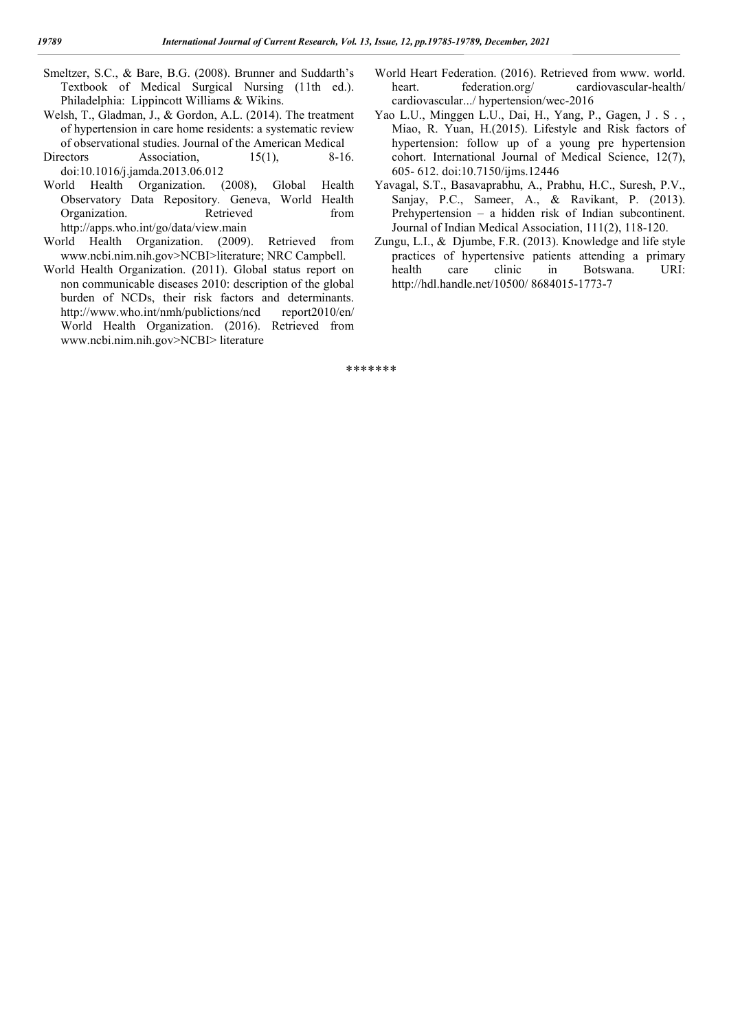Smeltzer, S.C., & Bare, B.G. (2008). Brunner and Suddarth's Textbook of Medical Surgical Nursing (11th ed.). Philadelphia: Lippincott Williams & Wikins.

Welsh, T., Gladman, J., & Gordon, A.L. (2014). The treatment of hypertension in care home residents: a systematic review of observational studies. Journal of the American Medical Directors Association, 15(1), 8-16. doi:10.1016/j.jamda.2013.06.012

World Health Organization. (2008), Global Health Observatory Data Repository. Geneva, World Health Organization. Retrieved from http://apps.who.int/go/data/view.main

World Health Organization. (2009). Retrieved from www.ncbi.nim.nih.gov>NCBI>literature; NRC Campbell.

World Health Organization. (2011). Global status report on non communicable diseases 2010: description of the global burden of NCDs, their risk factors and determinants. http://www.who.int/nmh/publictions/ncd report2010/en/ World Health Organization. (2016). Retrieved from www.ncbi.nim.nih.gov>NCBI> literature

World Heart Federation. (2016). Retrieved from www. world. heart. federation.org/ cardiovascular-health/ cardiovascular.../ hypertension/wec-2016

Yao L.U., Minggen L.U., Dai, H., Yang, P., Gagen, J . S . , Miao, R. Yuan, H.(2015). Lifestyle and Risk factors of hypertension: follow up of a young pre hypertension cohort. International Journal of Medical Science, 12(7), 605- 612. doi:10.7150/ijms.12446

Yavagal, S.T., Basavaprabhu, A., Prabhu, H.C., Suresh, P.V., Sanjay, P.C., Sameer, A., & Ravikant, P. (2013). Prehypertension – a hidden risk of Indian subcontinent. Journal of Indian Medical Association, 111(2), 118-120.

Zungu, L.I., & Djumbe, F.R. (2013). Knowledge and life style practices of hypertensive patients attending a primary health care clinic in Botswana. URI: http://hdl.handle.net/10500/ 8684015-1773-7

*******